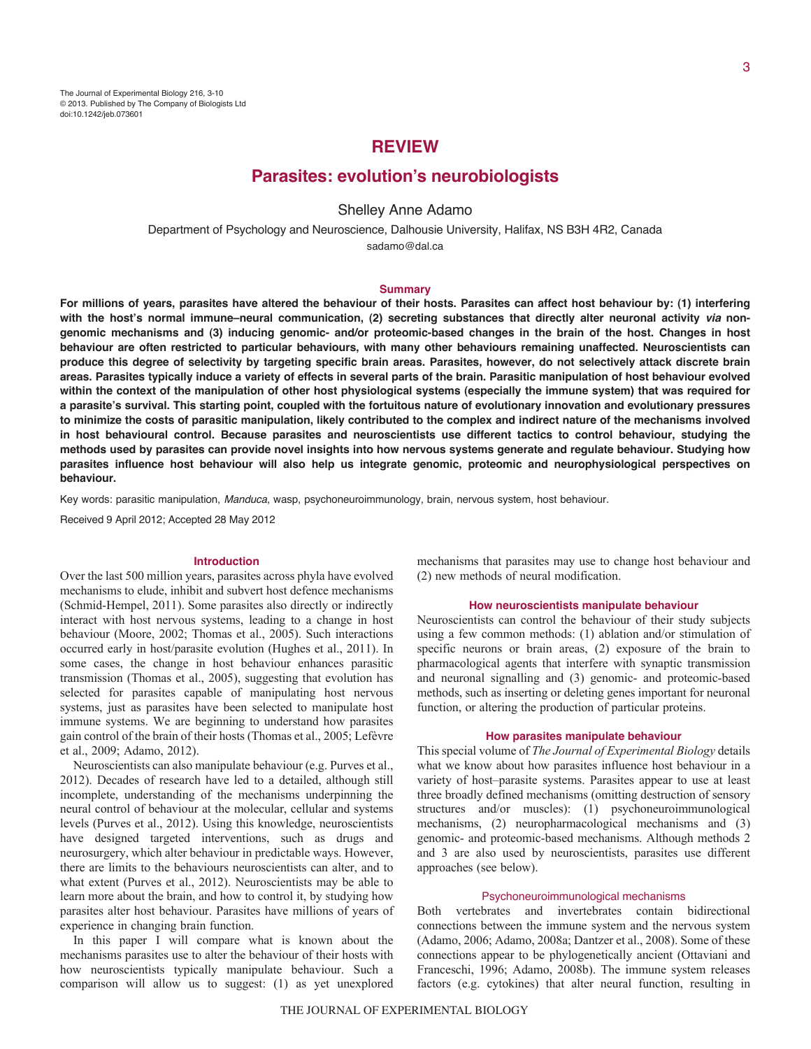The Journal of Experimental Biology 216, 3-10
© 2013. Published by The Company of Biologists Ltd
doi:10.1242/jeb.073601

## REVIEW

# Parasites: evolution's neurobiologists

Shelley Anne Adamo

Department of Psychology and Neuroscience, Dalhousie University, Halifax, NS B3H 4R2, Canada
sadamo@dal.ca

### Summary

**For millions of years, parasites have altered the behaviour of their hosts. Parasites can affect host behaviour by: (1) interfering with the host's normal immune–neural communication, (2) secreting substances that directly alter neuronal activity *via* non-genomic mechanisms and (3) inducing genomic- and/or proteomic-based changes in the brain of the host. Changes in host behaviour are often restricted to particular behaviours, with many other behaviours remaining unaffected. Neuroscientists can produce this degree of selectivity by targeting specific brain areas. Parasites, however, do not selectively attack discrete brain areas. Parasites typically induce a variety of effects in several parts of the brain. Parasitic manipulation of host behaviour evolved within the context of the manipulation of other host physiological systems (especially the immune system) that was required for a parasite's survival. This starting point, coupled with the fortuitous nature of evolutionary innovation and evolutionary pressures to minimize the costs of parasitic manipulation, likely contributed to the complex and indirect nature of the mechanisms involved in host behavioural control. Because parasites and neuroscientists use different tactics to control behaviour, studying the methods used by parasites can provide novel insights into how nervous systems generate and regulate behaviour. Studying how parasites influence host behaviour will also help us integrate genomic, proteomic and neurophysiological perspectives on behaviour.**

Key words: parasitic manipulation, *Manduca*, wasp, psychoneuroimmunology, brain, nervous system, host behaviour.

Received 9 April 2012; Accepted 28 May 2012

### Introduction

Over the last 500 million years, parasites across phyla have evolved mechanisms to elude, inhibit and subvert host defence mechanisms (Schmid-Hempel, 2011). Some parasites also directly or indirectly interact with host nervous systems, leading to a change in host behaviour (Moore, 2002; Thomas et al., 2005). Such interactions occurred early in host/parasite evolution (Hughes et al., 2011). In some cases, the change in host behaviour enhances parasitic transmission (Thomas et al., 2005), suggesting that evolution has selected for parasites capable of manipulating host nervous systems, just as parasites have been selected to manipulate host immune systems. We are beginning to understand how parasites gain control of the brain of their hosts (Thomas et al., 2005; Lefèvre et al., 2009; Adamo, 2012).

Neuroscientists can also manipulate behaviour (e.g. Purves et al., 2012). Decades of research have led to a detailed, although still incomplete, understanding of the mechanisms underpinning the neural control of behaviour at the molecular, cellular and systems levels (Purves et al., 2012). Using this knowledge, neuroscientists have designed targeted interventions, such as drugs and neurosurgery, which alter behaviour in predictable ways. However, there are limits to the behaviours neuroscientists can alter, and to what extent (Purves et al., 2012). Neuroscientists may be able to learn more about the brain, and how to control it, by studying how parasites alter host behaviour. Parasites have millions of years of experience in changing brain function.

In this paper I will compare what is known about the mechanisms parasites use to alter the behaviour of their hosts with how neuroscientists typically manipulate behaviour. Such a comparison will allow us to suggest: (1) as yet unexplored mechanisms that parasites may use to change host behaviour and (2) new methods of neural modification.

### How neuroscientists manipulate behaviour

Neuroscientists can control the behaviour of their study subjects using a few common methods: (1) ablation and/or stimulation of specific neurons or brain areas, (2) exposure of the brain to pharmacological agents that interfere with synaptic transmission and neuronal signalling and (3) genomic- and proteomic-based methods, such as inserting or deleting genes important for neuronal function, or altering the production of particular proteins.

### How parasites manipulate behaviour

This special volume of *The Journal of Experimental Biology* details what we know about how parasites influence host behaviour in a variety of host–parasite systems. Parasites appear to use at least three broadly defined mechanisms (omitting destruction of sensory structures and/or muscles): (1) psychoneuroimmunological mechanisms, (2) neuropharmacological mechanisms and (3) genomic- and proteomic-based mechanisms. Although methods 2 and 3 are also used by neuroscientists, parasites use different approaches (see below).

#### Psychoneuroimmunological mechanisms

Both vertebrates and invertebrates contain bidirectional connections between the immune system and the nervous system (Adamo, 2006; Adamo, 2008a; Dantzer et al., 2008). Some of these connections appear to be phylogenetically ancient (Ottaviani and Franceschi, 1996; Adamo, 2008b). The immune system releases factors (e.g. cytokines) that alter neural function, resulting in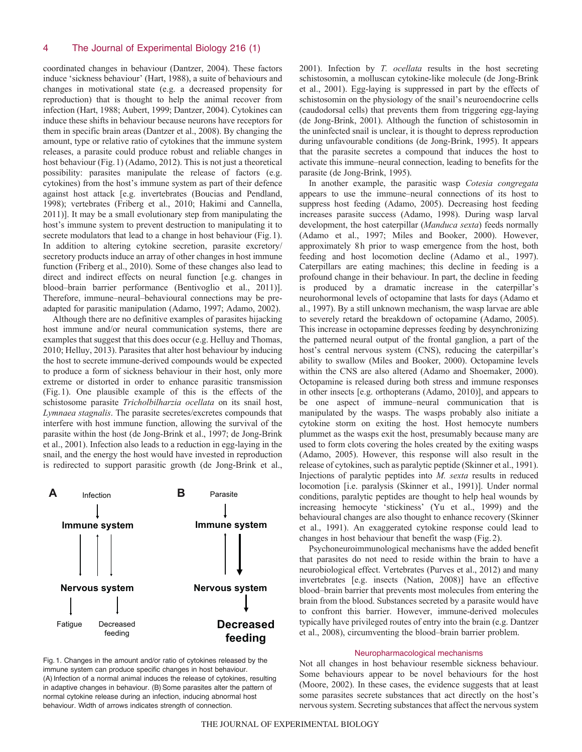coordinated changes in behaviour (Dantzer, 2004). These factors induce 'sickness behaviour' (Hart, 1988), a suite of behaviours and changes in motivational state (e.g. a decreased propensity for reproduction) that is thought to help the animal recover from infection (Hart, 1988; Aubert, 1999; Dantzer, 2004). Cytokines can induce these shifts in behaviour because neurons have receptors for them in specific brain areas (Dantzer et al., 2008). By changing the amount, type or relative ratio of cytokines that the immune system releases, a parasite could produce robust and reliable changes in host behaviour (Fig. 1) (Adamo, 2012). This is not just a theoretical possibility: parasites manipulate the release of factors (e.g. cytokines) from the host's immune system as part of their defence against host attack [e.g. invertebrates (Boucias and Pendland, 1998); vertebrates (Friberg et al., 2010; Hakimi and Cannella, 2011)]. It may be a small evolutionary step from manipulating the host's immune system to prevent destruction to manipulating it to secrete modulators that lead to a change in host behaviour (Fig. 1). In addition to altering cytokine secretion, parasite excretory/secretory products induce an array of other changes in host immune function (Friberg et al., 2010). Some of these changes also lead to direct and indirect effects on neural function [e.g. changes in blood–brain barrier performance (Bentivoglio et al., 2011)]. Therefore, immune–neural–behavioural connections may be pre-adapted for parasitic manipulation (Adamo, 1997; Adamo, 2002).

Although there are no definitive examples of parasites hijacking host immune and/or neural communication systems, there are examples that suggest that this does occur (e.g. Helluy and Thomas, 2010; Helluy, 2013). Parasites that alter host behaviour by inducing the host to secrete immune-derived compounds would be expected to produce a form of sickness behaviour in their host, only more extreme or distorted in order to enhance parasitic transmission (Fig. 1). One plausible example of this is the effects of the schistosome parasite *Tricholbilharzia ocellata* on its snail host, *Lymnaea stagnalis*. The parasite secretes/excretes compounds that interfere with host immune function, allowing the survival of the parasite within the host (de Jong-Brink et al., 1997; de Jong-Brink et al., 2001). Infection also leads to a reduction in egg-laying in the snail, and the energy the host would have invested in reproduction is redirected to support parasitic growth (de Jong-Brink et al., 2001). Infection by *T. ocellata* results in the host secreting schistosomin, a molluscan cytokine-like molecule (de Jong-Brink et al., 2001). Egg-laying is suppressed in part by the effects of schistosomin on the physiology of the snail's neuroendocrine cells (caudodorsal cells) that prevents them from triggering egg-laying (de Jong-Brink, 2001). Although the function of schistosomin in the uninfected snail is unclear, it is thought to depress reproduction during unfavourable conditions (de Jong-Brink, 1995). It appears that the parasite secretes a compound that induces the host to activate this immune–neural connection, leading to benefits for the parasite (de Jong-Brink, 1995).

Fig. 1. Changes in the amount and/or ratio of cytokines released by the immune system can produce specific changes in host behaviour. (A) Infection of a normal animal induces the release of cytokines, resulting in adaptive changes in behaviour. (B) Some parasites alter the pattern of normal cytokine release during an infection, inducing abnormal host behaviour. Width of arrows indicates strength of connection.

In another example, the parasitic wasp *Cotesia congregata* appears to use the immune–neural connections of its host to suppress host feeding (Adamo, 2005). Decreasing host feeding increases parasite success (Adamo, 1998). During wasp larval development, the host caterpillar (*Manduca sexta*) feeds normally (Adamo et al., 1997; Miles and Booker, 2000). However, approximately 8 h prior to wasp emergence from the host, both feeding and host locomotion decline (Adamo et al., 1997). Caterpillars are eating machines; this decline in feeding is a profound change in their behaviour. In part, the decline in feeding is produced by a dramatic increase in the caterpillar's neurohormonal levels of octopamine that lasts for days (Adamo et al., 1997). By a still unknown mechanism, the wasp larvae are able to severely retard the breakdown of octopamine (Adamo, 2005). This increase in octopamine depresses feeding by desynchronizing the patterned neural output of the frontal ganglion, a part of the host's central nervous system (CNS), reducing the caterpillar's ability to swallow (Miles and Booker, 2000). Octopamine levels within the CNS are also altered (Adamo and Shoemaker, 2000). Octopamine is released during both stress and immune responses in other insects [e.g. orthopterans (Adamo, 2010)], and appears to be one aspect of immune–neural communication that is manipulated by the wasps. The wasps probably also initiate a cytokine storm on exiting the host. Host hemocyte numbers plummet as the wasps exit the host, presumably because many are used to form clots covering the holes created by the exiting wasps (Adamo, 2005). However, this response will also result in the release of cytokines, such as paralytic peptide (Skinner et al., 1991). Injections of paralytic peptides into *M. sexta* results in reduced locomotion [i.e. paralysis (Skinner et al., 1991)]. Under normal conditions, paralytic peptides are thought to help heal wounds by increasing hemocyte 'stickiness' (Yu et al., 1999) and the behavioural changes are also thought to enhance recovery (Skinner et al., 1991). An exaggerated cytokine response could lead to changes in host behaviour that benefit the wasp (Fig. 2).

Psychoneuroimmunological mechanisms have the added benefit that parasites do not need to reside within the brain to have a neurobiological effect. Vertebrates (Purves et al., 2012) and many invertebrates [e.g. insects (Nation, 2008)] have an effective blood–brain barrier that prevents most molecules from entering the brain from the blood. Substances secreted by a parasite would have to confront this barrier. However, immune-derived molecules typically have privileged routes of entry into the brain (e.g. Dantzer et al., 2008), circumventing the blood–brain barrier problem.

## Neuropharmacological mechanisms

Not all changes in host behaviour resemble sickness behaviour. Some behaviours appear to be novel behaviours for the host (Moore, 2002). In these cases, the evidence suggests that at least some parasites secrete substances that act directly on the host's nervous system. Secreting substances that affect the nervous system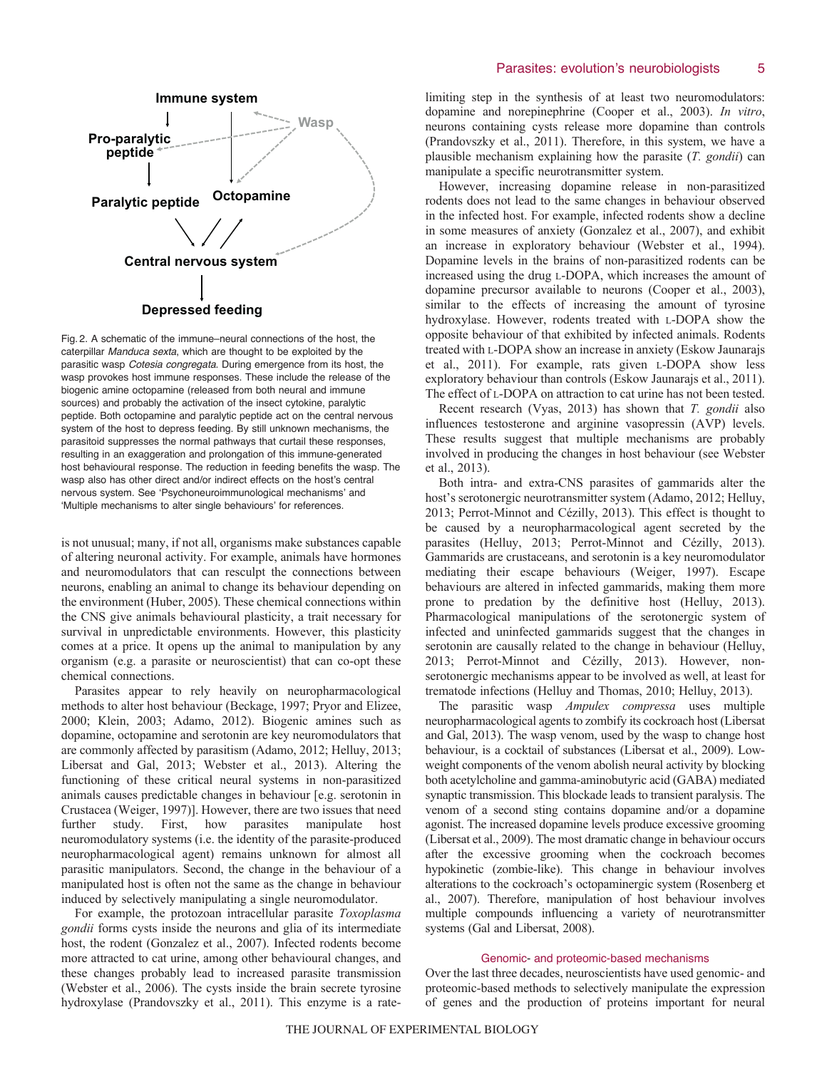Fig. 2. A schematic of the immune–neural connections of the host, the caterpillar *Manduca sexta*, which are thought to be exploited by the parasitic wasp *Cotesia congregata*. During emergence from its host, the wasp provokes host immune responses. These include the release of the biogenic amine octopamine (released from both neural and immune sources) and probably the activation of the insect cytokine, paralytic peptide. Both octopamine and paralytic peptide act on the central nervous system of the host to depress feeding. By still unknown mechanisms, the parasitoid suppresses the normal pathways that curtail these responses, resulting in an exaggeration and prolongation of this immune-generated host behavioural response. The reduction in feeding benefits the wasp. The wasp also has other direct and/or indirect effects on the host's central nervous system. See 'Psychoneuroimmunological mechanisms' and 'Multiple mechanisms to alter single behaviours' for references.

is not unusual; many, if not all, organisms make substances capable of altering neuronal activity. For example, animals have hormones and neuromodulators that can resculpt the connections between neurons, enabling an animal to change its behaviour depending on the environment (Huber, 2005). These chemical connections within the CNS give animals behavioural plasticity, a trait necessary for survival in unpredictable environments. However, this plasticity comes at a price. It opens up the animal to manipulation by any organism (e.g. a parasite or neuroscientist) that can co-opt these chemical connections.

Parasites appear to rely heavily on neuropharmacological methods to alter host behaviour (Beckage, 1997; Pryor and Elizee, 2000; Klein, 2003; Adamo, 2012). Biogenic amines such as dopamine, octopamine and serotonin are key neuromodulators that are commonly affected by parasitism (Adamo, 2012; Helluy, 2013; Libersat and Gal, 2013; Webster et al., 2013). Altering the functioning of these critical neural systems in non-parasitized animals causes predictable changes in behaviour [e.g. serotonin in Crustacea (Weiger, 1997)]. However, there are two issues that need further study. First, how parasites manipulate host neuromodulatory systems (i.e. the identity of the parasite-produced neuropharmacological agent) remains unknown for almost all parasitic manipulators. Second, the change in the behaviour of a manipulated host is often not the same as the change in behaviour induced by selectively manipulating a single neuromodulator.

For example, the protozoan intracellular parasite *Toxoplasma gondii* forms cysts inside the neurons and glia of its intermediate host, the rodent (Gonzalez et al., 2007). Infected rodents become more attracted to cat urine, among other behavioural changes, and these changes probably lead to increased parasite transmission (Webster et al., 2006). The cysts inside the brain secrete tyrosine hydroxylase (Prandovszky et al., 2011). This enzyme is a rate-limiting step in the synthesis of at least two neuromodulators: dopamine and norepinephrine (Cooper et al., 2003). *In vitro*, neurons containing cysts release more dopamine than controls (Prandovszky et al., 2011). Therefore, in this system, we have a plausible mechanism explaining how the parasite (*T. gondii*) can manipulate a specific neurotransmitter system.

However, increasing dopamine release in non-parasitized rodents does not lead to the same changes in behaviour observed in the infected host. For example, infected rodents show a decline in some measures of anxiety (Gonzalez et al., 2007), and exhibit an increase in exploratory behaviour (Webster et al., 1994). Dopamine levels in the brains of non-parasitized rodents can be increased using the drug L-DOPA, which increases the amount of dopamine precursor available to neurons (Cooper et al., 2003), similar to the effects of increasing the amount of tyrosine hydroxylase. However, rodents treated with L-DOPA show the opposite behaviour of that exhibited by infected animals. Rodents treated with L-DOPA show an increase in anxiety (Eskow Jaunarajs et al., 2011). For example, rats given L-DOPA show less exploratory behaviour than controls (Eskow Jaunarajs et al., 2011). The effect of L-DOPA on attraction to cat urine has not been tested.

Recent research (Vyas, 2013) has shown that *T. gondii* also influences testosterone and arginine vasopressin (AVP) levels. These results suggest that multiple mechanisms are probably involved in producing the changes in host behaviour (see Webster et al., 2013).

Both intra- and extra-CNS parasites of gammarids alter the host's serotonergic neurotransmitter system (Adamo, 2012; Helluy, 2013; Perrot-Minnot and Cézilly, 2013). This effect is thought to be caused by a neuropharmacological agent secreted by the parasites (Helluy, 2013; Perrot-Minnot and Cézilly, 2013). Gammarids are crustaceans, and serotonin is a key neuromodulator mediating their escape behaviours (Weiger, 1997). Escape behaviours are altered in infected gammarids, making them more prone to predation by the definitive host (Helluy, 2013). Pharmacological manipulations of the serotonergic system of infected and uninfected gammarids suggest that the changes in serotonin are causally related to the change in behaviour (Helluy, 2013; Perrot-Minnot and Cézilly, 2013). However, non-serotonergic mechanisms appear to be involved as well, at least for trematode infections (Helluy and Thomas, 2010; Helluy, 2013).

The parasitic wasp *Ampulex compressa* uses multiple neuropharmacological agents to zombify its cockroach host (Libersat and Gal, 2013). The wasp venom, used by the wasp to change host behaviour, is a cocktail of substances (Libersat et al., 2009). Low-weight components of the venom abolish neural activity by blocking both acetylcholine and gamma-aminobutyric acid (GABA) mediated synaptic transmission. This blockade leads to transient paralysis. The venom of a second sting contains dopamine and/or a dopamine agonist. The increased dopamine levels produce excessive grooming (Libersat et al., 2009). The most dramatic change in behaviour occurs after the excessive grooming when the cockroach becomes hypokinetic (zombie-like). This change in behaviour involves alterations to the cockroach's octopaminergic system (Rosenberg et al., 2007). Therefore, manipulation of host behaviour involves multiple compounds influencing a variety of neurotransmitter systems (Gal and Libersat, 2008).

## Genomic- and proteomic-based mechanisms

Over the last three decades, neuroscientists have used genomic- and proteomic-based methods to selectively manipulate the expression of genes and the production of proteins important for neural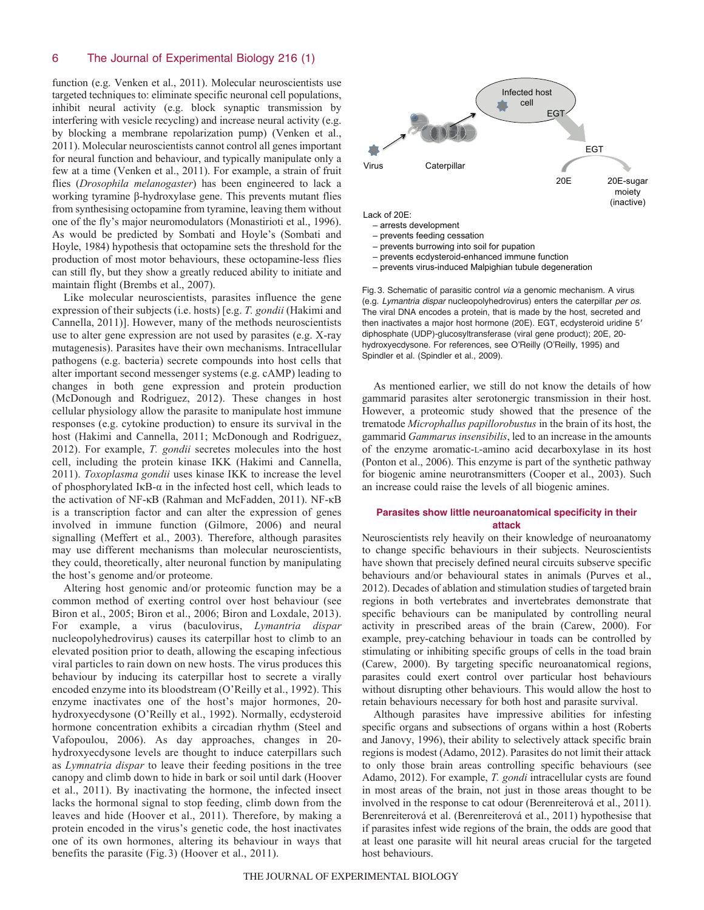function (e.g. Venken et al., 2011). Molecular neuroscientists use targeted techniques to: eliminate specific neuronal cell populations, inhibit neural activity (e.g. block synaptic transmission by interfering with vesicle recycling) and increase neural activity (e.g. by blocking a membrane repolarization pump) (Venken et al., 2011). Molecular neuroscientists cannot control all genes important for neural function and behaviour, and typically manipulate only a few at a time (Venken et al., 2011). For example, a strain of fruit flies (*Drosophila melanogaster*) has been engineered to lack a working tyramine β-hydroxylase gene. This prevents mutant flies from synthesising octopamine from tyramine, leaving them without one of the fly's major neuromodulators (Monastirioti et al., 1996). As would be predicted by Sombati and Hoyle's (Sombati and Hoyle, 1984) hypothesis that octopamine sets the threshold for the production of most motor behaviours, these octopamine-less flies can still fly, but they show a greatly reduced ability to initiate and maintain flight (Brembs et al., 2007).

Like molecular neuroscientists, parasites influence the gene expression of their subjects (i.e. hosts) [e.g. *T. gondii* (Hakimi and Cannella, 2011)]. However, many of the methods neuroscientists use to alter gene expression are not used by parasites (e.g. X-ray mutagenesis). Parasites have their own mechanisms. Intracellular pathogens (e.g. bacteria) secrete compounds into host cells that alter important second messenger systems (e.g. cAMP) leading to changes in both gene expression and protein production (McDonough and Rodriguez, 2012). These changes in host cellular physiology allow the parasite to manipulate host immune responses (e.g. cytokine production) to ensure its survival in the host (Hakimi and Cannella, 2011; McDonough and Rodriguez, 2012). For example, *T. gondii* secretes molecules into the host cell, including the protein kinase IKK (Hakimi and Cannella, 2011). *Toxoplasma gondii* uses kinase IKK to increase the level of phosphorylated IκB-α in the infected host cell, which leads to the activation of NF-κB (Rahman and McFadden, 2011). NF-κB is a transcription factor and can alter the expression of genes involved in immune function (Gilmore, 2006) and neural signalling (Meffert et al., 2003). Therefore, although parasites may use different mechanisms than molecular neuroscientists, they could, theoretically, alter neuronal function by manipulating the host's genome and/or proteome.

Altering host genomic and/or proteomic function may be a common method of exerting control over host behaviour (see Biron et al., 2005; Biron et al., 2006; Biron and Loxdale, 2013). For example, a virus (baculovirus, *Lymantria dispar* nucleopolyhedrovirus) causes its caterpillar host to climb to an elevated position prior to death, allowing the escaping infectious viral particles to rain down on new hosts. The virus produces this behaviour by inducing its caterpillar host to secrete a virally encoded enzyme into its bloodstream (O'Reilly et al., 1992). This enzyme inactivates one of the host's major hormones, 20-hydroxyecdysone (O'Reilly et al., 1992). Normally, ecdysteroid hormone concentration exhibits a circadian rhythm (Steel and Vafopoulou, 2006). As day approaches, changes in 20-hydroxyecdysone levels are thought to induce caterpillars such as *Lymnatria dispar* to leave their feeding positions in the tree canopy and climb down to hide in bark or soil until dark (Hoover et al., 2011). By inactivating the hormone, the infected insect lacks the hormonal signal to stop feeding, climb down from the leaves and hide (Hoover et al., 2011). Therefore, by making a protein encoded in the virus's genetic code, the host inactivates one of its own hormones, altering its behaviour in ways that benefits the parasite (Fig. 3) (Hoover et al., 2011).

Lack of 20E:
- arrests development
- prevents feeding cessation
- prevents burrowing into soil for pupation
- prevents ecdysteroid-enhanced immune function
- prevents virus-induced Malpighian tubule degeneration

Fig. 3. Schematic of parasitic control *via* a genomic mechanism. A virus (e.g. *Lymantria dispar* nucleopolyhedrovirus) enters the caterpillar *per os*. The viral DNA encodes a protein, that is made by the host, secreted and then inactivates a major host hormone (20E). EGT, ecdysteroid uridine 5′ diphosphate (UDP)-glucosyltransferase (viral gene product); 20E, 20-hydroxyecdysone. For references, see O'Reilly (O'Reilly, 1995) and Spindler et al. (Spindler et al., 2009).

As mentioned earlier, we still do not know the details of how gammarid parasites alter serotonergic transmission in their host. However, a proteomic study showed that the presence of the trematode *Microphallus papillorobustus* in the brain of its host, the gammarid *Gammarus insensibilis*, led to an increase in the amounts of the enzyme aromatic-L-amino acid decarboxylase in its host (Ponton et al., 2006). This enzyme is part of the synthetic pathway for biogenic amine neurotransmitters (Cooper et al., 2003). Such an increase could raise the levels of all biogenic amines.

## Parasites show little neuroanatomical specificity in their attack

Neuroscientists rely heavily on their knowledge of neuroanatomy to change specific behaviours in their subjects. Neuroscientists have shown that precisely defined neural circuits subserve specific behaviours and/or behavioural states in animals (Purves et al., 2012). Decades of ablation and stimulation studies of targeted brain regions in both vertebrates and invertebrates demonstrate that specific behaviours can be manipulated by controlling neural activity in prescribed areas of the brain (Carew, 2000). For example, prey-catching behaviour in toads can be controlled by stimulating or inhibiting specific groups of cells in the toad brain (Carew, 2000). By targeting specific neuroanatomical regions, parasites could exert control over particular host behaviours without disrupting other behaviours. This would allow the host to retain behaviours necessary for both host and parasite survival.

Although parasites have impressive abilities for infesting specific organs and subsections of organs within a host (Roberts and Janovy, 1996), their ability to selectively attack specific brain regions is modest (Adamo, 2012). Parasites do not limit their attack to only those brain areas controlling specific behaviours (see Adamo, 2012). For example, *T. gondi* intracellular cysts are found in most areas of the brain, not just in those areas thought to be involved in the response to cat odour (Berenreiterová et al., 2011). Berenreiterová et al. (Berenreiterová et al., 2011) hypothesise that if parasites infest wide regions of the brain, the odds are good that at least one parasite will hit neural areas crucial for the targeted host behaviours.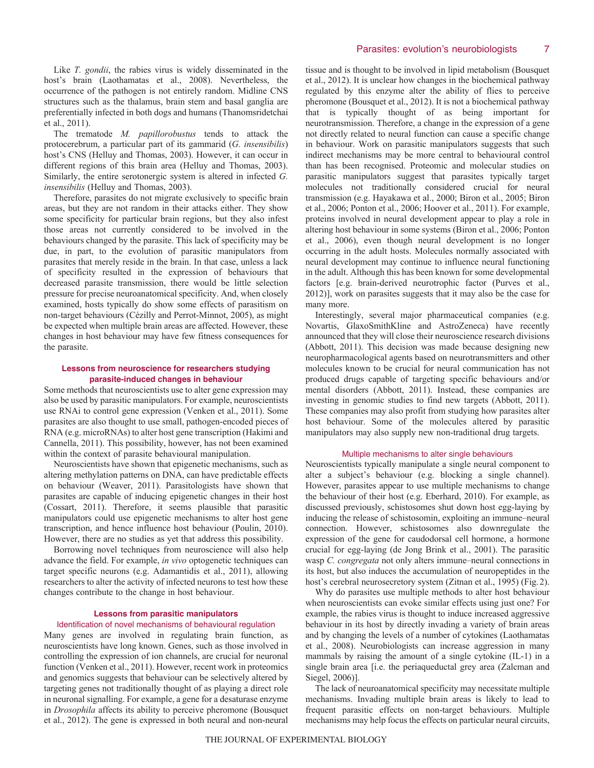Like *T. gondii*, the rabies virus is widely disseminated in the host's brain (Laothamatas et al., 2008). Nevertheless, the occurrence of the pathogen is not entirely random. Midline CNS structures such as the thalamus, brain stem and basal ganglia are preferentially infected in both dogs and humans (Thanomsridetchai et al., 2011).

The trematode *M. papillorobustus* tends to attack the protocerebrum, a particular part of its gammarid (*G. insensibilis*) host's CNS (Helluy and Thomas, 2003). However, it can occur in different regions of this brain area (Helluy and Thomas, 2003). Similarly, the entire serotonergic system is altered in infected *G. insensibilis* (Helluy and Thomas, 2003).

Therefore, parasites do not migrate exclusively to specific brain areas, but they are not random in their attacks either. They show some specificity for particular brain regions, but they also infest those areas not currently considered to be involved in the behaviours changed by the parasite. This lack of specificity may be due, in part, to the evolution of parasitic manipulators from parasites that merely reside in the brain. In that case, unless a lack of specificity resulted in the expression of behaviours that decreased parasite transmission, there would be little selection pressure for precise neuroanatomical specificity. And, when closely examined, hosts typically do show some effects of parasitism on non-target behaviours (Cézilly and Perrot-Minnot, 2005), as might be expected when multiple brain areas are affected. However, these changes in host behaviour may have few fitness consequences for the parasite.

## Lessons from neuroscience for researchers studying parasite-induced changes in behaviour

Some methods that neuroscientists use to alter gene expression may also be used by parasitic manipulators. For example, neuroscientists use RNAi to control gene expression (Venken et al., 2011). Some parasites are also thought to use small, pathogen-encoded pieces of RNA (e.g. microRNAs) to alter host gene transcription (Hakimi and Cannella, 2011). This possibility, however, has not been examined within the context of parasite behavioural manipulation.

Neuroscientists have shown that epigenetic mechanisms, such as altering methylation patterns on DNA, can have predictable effects on behaviour (Weaver, 2011). Parasitologists have shown that parasites are capable of inducing epigenetic changes in their host (Cossart, 2011). Therefore, it seems plausible that parasitic manipulators could use epigenetic mechanisms to alter host gene transcription, and hence influence host behaviour (Poulin, 2010). However, there are no studies as yet that address this possibility.

Borrowing novel techniques from neuroscience will also help advance the field. For example, *in vivo* optogenetic techniques can target specific neurons (e.g. Adamantidis et al., 2011), allowing researchers to alter the activity of infected neurons to test how these changes contribute to the change in host behaviour.

## Lessons from parasitic manipulators

### Identification of novel mechanisms of behavioural regulation

Many genes are involved in regulating brain function, as neuroscientists have long known. Genes, such as those involved in controlling the expression of ion channels, are crucial for neuronal function (Venken et al., 2011). However, recent work in proteomics and genomics suggests that behaviour can be selectively altered by targeting genes not traditionally thought of as playing a direct role in neuronal signalling. For example, a gene for a desaturase enzyme in *Drosophila* affects its ability to perceive pheromone (Bousquet et al., 2012). The gene is expressed in both neural and non-neural tissue and is thought to be involved in lipid metabolism (Bousquet et al., 2012). It is unclear how changes in the biochemical pathway regulated by this enzyme alter the ability of flies to perceive pheromone (Bousquet et al., 2012). It is not a biochemical pathway that is typically thought of as being important for neurotransmission. Therefore, a change in the expression of a gene not directly related to neural function can cause a specific change in behaviour. Work on parasitic manipulators suggests that such indirect mechanisms may be more central to behavioural control than has been recognised. Proteomic and molecular studies on parasitic manipulators suggest that parasites typically target molecules not traditionally considered crucial for neural transmission (e.g. Hayakawa et al., 2000; Biron et al., 2005; Biron et al., 2006; Ponton et al., 2006; Hoover et al., 2011). For example, proteins involved in neural development appear to play a role in altering host behaviour in some systems (Biron et al., 2006; Ponton et al., 2006), even though neural development is no longer occurring in the adult hosts. Molecules normally associated with neural development may continue to influence neural functioning in the adult. Although this has been known for some developmental factors [e.g. brain-derived neurotrophic factor (Purves et al., 2012)], work on parasites suggests that it may also be the case for many more.

Interestingly, several major pharmaceutical companies (e.g. Novartis, GlaxoSmithKline and AstroZeneca) have recently announced that they will close their neuroscience research divisions (Abbott, 2011). This decision was made because designing new neuropharmacological agents based on neurotransmitters and other molecules known to be crucial for neural communication has not produced drugs capable of targeting specific behaviours and/or mental disorders (Abbott, 2011). Instead, these companies are investing in genomic studies to find new targets (Abbott, 2011). These companies may also profit from studying how parasites alter host behaviour. Some of the molecules altered by parasitic manipulators may also supply new non-traditional drug targets.

### Multiple mechanisms to alter single behaviours

Neuroscientists typically manipulate a single neural component to alter a subject's behaviour (e.g. blocking a single channel). However, parasites appear to use multiple mechanisms to change the behaviour of their host (e.g. Eberhard, 2010). For example, as discussed previously, schistosomes shut down host egg-laying by inducing the release of schistosomin, exploiting an immune–neural connection. However, schistosomes also downregulate the expression of the gene for caudodorsal cell hormone, a hormone crucial for egg-laying (de Jong Brink et al., 2001). The parasitic wasp *C. congregata* not only alters immune–neural connections in its host, but also induces the accumulation of neuropeptides in the host's cerebral neurosecretory system (Zitnan et al., 1995) (Fig. 2).

Why do parasites use multiple methods to alter host behaviour when neuroscientists can evoke similar effects using just one? For example, the rabies virus is thought to induce increased aggressive behaviour in its host by directly invading a variety of brain areas and by changing the levels of a number of cytokines (Laothamatas et al., 2008). Neurobiologists can increase aggression in many mammals by raising the amount of a single cytokine (IL-1) in a single brain area [i.e. the periaqueductal grey area (Zalcman and Siegel, 2006)].

The lack of neuroanatomical specificity may necessitate multiple mechanisms. Invading multiple brain areas is likely to lead to frequent parasitic effects on non-target behaviours. Multiple mechanisms may help focus the effects on particular neural circuits,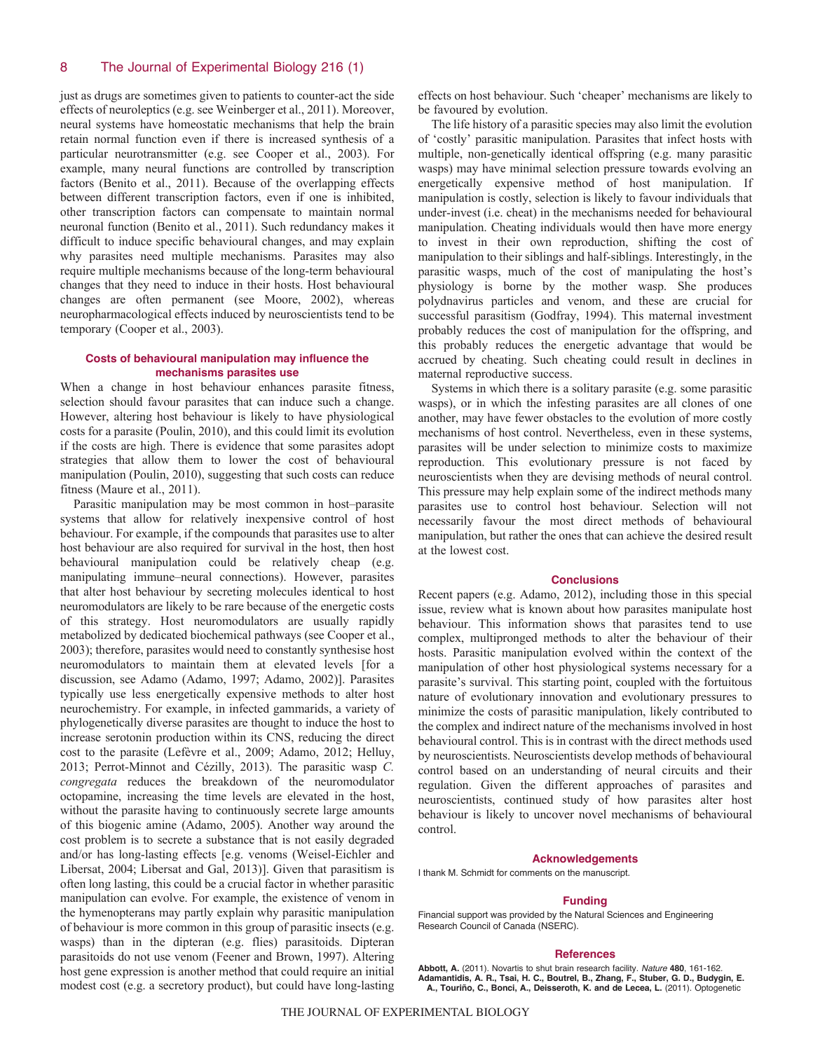just as drugs are sometimes given to patients to counter-act the side effects of neuroleptics (e.g. see Weinberger et al., 2011). Moreover, neural systems have homeostatic mechanisms that help the brain retain normal function even if there is increased synthesis of a particular neurotransmitter (e.g. see Cooper et al., 2003). For example, many neural functions are controlled by transcription factors (Benito et al., 2011). Because of the overlapping effects between different transcription factors, even if one is inhibited, other transcription factors can compensate to maintain normal neuronal function (Benito et al., 2011). Such redundancy makes it difficult to induce specific behavioural changes, and may explain why parasites need multiple mechanisms. Parasites may also require multiple mechanisms because of the long-term behavioural changes that they need to induce in their hosts. Host behavioural changes are often permanent (see Moore, 2002), whereas neuropharmacological effects induced by neuroscientists tend to be temporary (Cooper et al., 2003).

### Costs of behavioural manipulation may influence the mechanisms parasites use

When a change in host behaviour enhances parasite fitness, selection should favour parasites that can induce such a change. However, altering host behaviour is likely to have physiological costs for a parasite (Poulin, 2010), and this could limit its evolution if the costs are high. There is evidence that some parasites adopt strategies that allow them to lower the cost of behavioural manipulation (Poulin, 2010), suggesting that such costs can reduce fitness (Maure et al., 2011).

Parasitic manipulation may be most common in host–parasite systems that allow for relatively inexpensive control of host behaviour. For example, if the compounds that parasites use to alter host behaviour are also required for survival in the host, then host behavioural manipulation could be relatively cheap (e.g. manipulating immune–neural connections). However, parasites that alter host behaviour by secreting molecules identical to host neuromodulators are likely to be rare because of the energetic costs of this strategy. Host neuromodulators are usually rapidly metabolized by dedicated biochemical pathways (see Cooper et al., 2003); therefore, parasites would need to constantly synthesise host neuromodulators to maintain them at elevated levels [for a discussion, see Adamo (Adamo, 1997; Adamo, 2002)]. Parasites typically use less energetically expensive methods to alter host neurochemistry. For example, in infected gammarids, a variety of phylogenetically diverse parasites are thought to induce the host to increase serotonin production within its CNS, reducing the direct cost to the parasite (Lefèvre et al., 2009; Adamo, 2012; Helluy, 2013; Perrot-Minnot and Cézilly, 2013). The parasitic wasp *C. congregata* reduces the breakdown of the neuromodulator octopamine, increasing the time levels are elevated in the host, without the parasite having to continuously secrete large amounts of this biogenic amine (Adamo, 2005). Another way around the cost problem is to secrete a substance that is not easily degraded and/or has long-lasting effects [e.g. venoms (Weisel-Eichler and Libersat, 2004; Libersat and Gal, 2013)]. Given that parasitism is often long lasting, this could be a crucial factor in whether parasitic manipulation can evolve. For example, the existence of venom in the hymenopterans may partly explain why parasitic manipulation of behaviour is more common in this group of parasitic insects (e.g. wasps) than in the dipteran (e.g. flies) parasitoids. Dipteran parasitoids do not use venom (Feener and Brown, 1997). Altering host gene expression is another method that could require an initial modest cost (e.g. a secretory product), but could have long-lasting effects on host behaviour. Such 'cheaper' mechanisms are likely to be favoured by evolution.

The life history of a parasitic species may also limit the evolution of 'costly' parasitic manipulation. Parasites that infect hosts with multiple, non-genetically identical offspring (e.g. many parasitic wasps) may have minimal selection pressure towards evolving an energetically expensive method of host manipulation. If manipulation is costly, selection is likely to favour individuals that under-invest (i.e. cheat) in the mechanisms needed for behavioural manipulation. Cheating individuals would then have more energy to invest in their own reproduction, shifting the cost of manipulation to their siblings and half-siblings. Interestingly, in the parasitic wasps, much of the cost of manipulating the host's physiology is borne by the mother wasp. She produces polydnavirus particles and venom, and these are crucial for successful parasitism (Godfray, 1994). This maternal investment probably reduces the cost of manipulation for the offspring, and this probably reduces the energetic advantage that would be accrued by cheating. Such cheating could result in declines in maternal reproductive success.

Systems in which there is a solitary parasite (e.g. some parasitic wasps), or in which the infesting parasites are all clones of one another, may have fewer obstacles to the evolution of more costly mechanisms of host control. Nevertheless, even in these systems, parasites will be under selection to minimize costs to maximize reproduction. This evolutionary pressure is not faced by neuroscientists when they are devising methods of neural control. This pressure may help explain some of the indirect methods many parasites use to control host behaviour. Selection will not necessarily favour the most direct methods of behavioural manipulation, but rather the ones that can achieve the desired result at the lowest cost.

## Conclusions

Recent papers (e.g. Adamo, 2012), including those in this special issue, review what is known about how parasites manipulate host behaviour. This information shows that parasites tend to use complex, multipronged methods to alter the behaviour of their hosts. Parasitic manipulation evolved within the context of the manipulation of other host physiological systems necessary for a parasite's survival. This starting point, coupled with the fortuitous nature of evolutionary innovation and evolutionary pressures to minimize the costs of parasitic manipulation, likely contributed to the complex and indirect nature of the mechanisms involved in host behavioural control. This is in contrast with the direct methods used by neuroscientists. Neuroscientists develop methods of behavioural control based on an understanding of neural circuits and their regulation. Given the different approaches of parasites and neuroscientists, continued study of how parasites alter host behaviour is likely to uncover novel mechanisms of behavioural control.

## Acknowledgements

I thank M. Schmidt for comments on the manuscript.

## Funding

Financial support was provided by the Natural Sciences and Engineering Research Council of Canada (NSERC).

## References

**Abbott, A.** (2011). Novartis to shut brain research facility. *Nature* **480**, 161-162.

**Adamantidis, A. R., Tsai, H. C., Boutrel, B., Zhang, F., Stuber, G. D., Budygin, E. A., Touriño, C., Bonci, A., Deisseroth, K. and de Lecea, L.** (2011). Optogenetic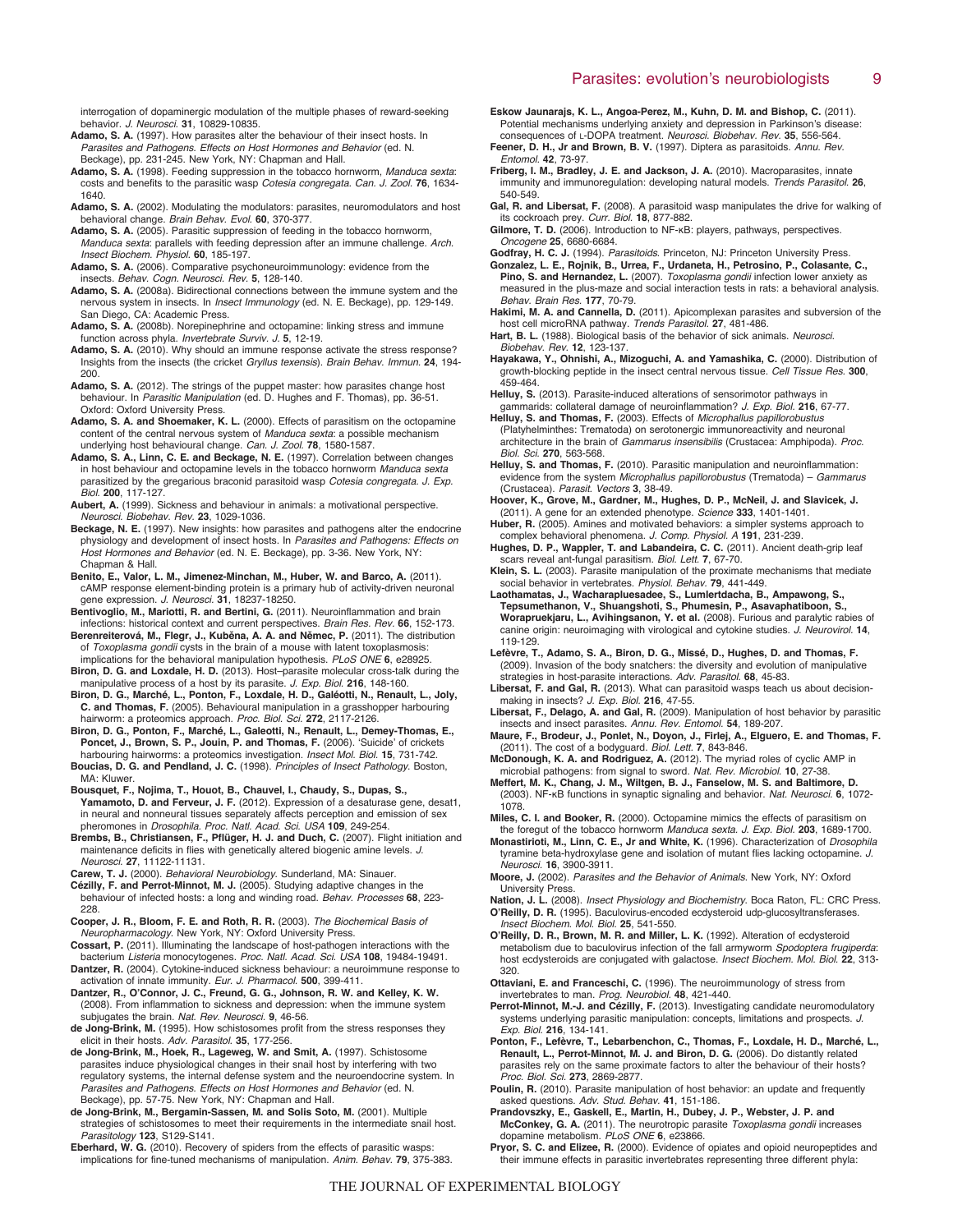interrogation of dopaminergic modulation of the multiple phases of reward-seeking behavior. *J. Neurosci.* **31**, 10829-10835.

**Adamo, S. A.** (1997). How parasites alter the behaviour of their insect hosts. In *Parasites and Pathogens. Effects on Host Hormones and Behavior* (ed. N. Beckage), pp. 231-245. New York, NY: Chapman and Hall.

**Adamo, S. A.** (1998). Feeding suppression in the tobacco hornworm, *Manduca sexta*: costs and benefits to the parasitic wasp *Cotesia congregata*. *Can. J. Zool.* **76**, 1634-1640.

**Adamo, S. A.** (2002). Modulating the modulators: parasites, neuromodulators and host behavioral change. *Brain Behav. Evol.* **60**, 370-377.

**Adamo, S. A.** (2005). Parasitic suppression of feeding in the tobacco hornworm, *Manduca sexta*: parallels with feeding depression after an immune challenge. *Arch. Insect Biochem. Physiol.* **60**, 185-197.

**Adamo, S. A.** (2006). Comparative psychoneuroimmunology: evidence from the insects. *Behav. Cogn. Neurosci. Rev.* **5**, 128-140.

**Adamo, S. A.** (2008a). Bidirectional connections between the immune system and the nervous system in insects. In *Insect Immunology* (ed. N. E. Beckage), pp. 129-149. San Diego, CA: Academic Press.

**Adamo, S. A.** (2008b). Norepinephrine and octopamine: linking stress and immune function across phyla. *Invertebrate Surviv. J.* **5**, 12-19.

**Adamo, S. A.** (2010). Why should an immune response activate the stress response? Insights from the insects (the cricket *Gryllus texensis*). *Brain Behav. Immun.* **24**, 194-200.

**Adamo, S. A.** (2012). The strings of the puppet master: how parasites change host behaviour. In *Parasitic Manipulation* (ed. D. Hughes and F. Thomas), pp. 36-51. Oxford: Oxford University Press.

**Adamo, S. A. and Shoemaker, K. L.** (2000). Effects of parasitism on the octopamine content of the central nervous system of *Manduca sexta*: a possible mechanism underlying host behavioural change. *Can. J. Zool.* **78**, 1580-1587.

**Adamo, S. A., Linn, C. E. and Beckage, N. E.** (1997). Correlation between changes in host behaviour and octopamine levels in the tobacco hornworm *Manduca sexta* parasitized by the gregarious braconid parasitoid wasp *Cotesia congregata*. *J. Exp. Biol.* **200**, 117-127.

**Aubert, A.** (1999). Sickness and behaviour in animals: a motivational perspective. *Neurosci. Biobehav. Rev.* **23**, 1029-1036.

**Beckage, N. E.** (1997). New insights: how parasites and pathogens alter the endocrine physiology and development of insect hosts. In *Parasites and Pathogens: Effects on Host Hormones and Behavior* (ed. N. E. Beckage), pp. 3-36. New York, NY: Chapman & Hall.

**Benito, E., Valor, L. M., Jimenez-Minchan, M., Huber, W. and Barco, A.** (2011). cAMP response element-binding protein is a primary hub of activity-driven neuronal gene expression. *J. Neurosci.* **31**, 18237-18250.

**Bentivoglio, M., Mariotti, R. and Bertini, G.** (2011). Neuroinflammation and brain infections: historical context and current perspectives. *Brain Res. Rev.* **66**, 152-173.

**Berenreiterová, M., Flegr, J., Kuběna, A. A. and Němec, P.** (2011). The distribution of *Toxoplasma gondii* cysts in the brain of a mouse with latent toxoplasmosis: implications for the behavioral manipulation hypothesis. *PLoS ONE* **6**, e28925.

**Biron, D. G. and Loxdale, H. D.** (2013). Host–parasite molecular cross-talk during the manipulative process of a host by its parasite. *J. Exp. Biol.* **216**, 148-160.

**Biron, D. G., Marché, L., Ponton, F., Loxdale, H. D., Galéotti, N., Renault, L., Joly, C. and Thomas, F.** (2005). Behavioural manipulation in a grasshopper harbouring hairworm: a proteomics approach. *Proc. Biol. Sci.* **272**, 2117-2126.

**Biron, D. G., Ponton, F., Marché, L., Galeotti, N., Renault, L., Demey-Thomas, E., Poncet, J., Brown, S. P., Jouin, P. and Thomas, F.** (2006). 'Suicide' of crickets harbouring hairworms: a proteomics investigation. *Insect Mol. Biol.* **15**, 731-742.

**Boucias, D. G. and Pendland, J. C.** (1998). *Principles of Insect Pathology*. Boston, MA: Kluwer.

**Bousquet, F., Nojima, T., Houot, B., Chauvel, I., Chaudy, S., Dupas, S., Yamamoto, D. and Ferveur, J. F.** (2012). Expression of a desaturase gene, desat1, in neural and nonneural tissues separately affects perception and emission of sex pheromones in *Drosophila*. *Proc. Natl. Acad. Sci. USA* **109**, 249-254.

**Brembs, B., Christiansen, F., Pflüger, H. J. and Duch, C.** (2007). Flight initiation and maintenance deficits in flies with genetically altered biogenic amine levels. *J. Neurosci.* **27**, 11122-11131.

**Carew, T. J.** (2000). *Behavioral Neurobiology*. Sunderland, MA: Sinauer.

**Cézilly, F. and Perrot-Minnot, M. J.** (2005). Studying adaptive changes in the behaviour of infected hosts: a long and winding road. *Behav. Processes* **68**, 223-228.

**Cooper, J. R., Bloom, F. E. and Roth, R. R.** (2003). *The Biochemical Basis of Neuropharmacology*. New York, NY: Oxford University Press.

**Cossart, P.** (2011). Illuminating the landscape of host-pathogen interactions with the bacterium *Listeria* monocytogenes. *Proc. Natl. Acad. Sci. USA* **108**, 19484-19491.

**Dantzer, R.** (2004). Cytokine-induced sickness behaviour: a neuroimmune response to activation of innate immunity. *Eur. J. Pharmacol.* **500**, 399-411.

**Dantzer, R., O'Connor, J. C., Freund, G. G., Johnson, R. W. and Kelley, K. W.** (2008). From inflammation to sickness and depression: when the immune system subjugates the brain. *Nat. Rev. Neurosci.* **9**, 46-56.

**de Jong-Brink, M.** (1995). How schistosomes profit from the stress responses they elicit in their hosts. *Adv. Parasitol.* **35**, 177-256.

**de Jong-Brink, M., Hoek, R., Lageweg, W. and Smit, A.** (1997). Schistosome parasites induce physiological changes in their snail host by interfering with two regulatory systems, the internal defense system and the neuroendocrine system. In *Parasites and Pathogens. Effects on Host Hormones and Behavior* (ed. N. Beckage), pp. 57-75. New York, NY: Chapman and Hall.

**de Jong-Brink, M., Bergamin-Sassen, M. and Solis Soto, M.** (2001). Multiple strategies of schistosomes to meet their requirements in the intermediate snail host. *Parasitology* **123**, S129-S141.

**Eberhard, W. G.** (2010). Recovery of spiders from the effects of parasitic wasps: implications for fine-tuned mechanisms of manipulation. *Anim. Behav.* **79**, 375-383.

**Eskow Jaunarajs, K. L., Angoa-Perez, M., Kuhn, D. M. and Bishop, C.** (2011). Potential mechanisms underlying anxiety and depression in Parkinson's disease: consequences of L-DOPA treatment. *Neurosci. Biobehav. Rev.* **35**, 556-564.

**Feener, D. H., Jr and Brown, B. V.** (1997). Diptera as parasitoids. *Annu. Rev. Entomol.* **42**, 73-97.

**Friberg, I. M., Bradley, J. E. and Jackson, J. A.** (2010). Macroparasites, innate immunity and immunoregulation: developing natural models. *Trends Parasitol.* **26**, 540-549.

**Gal, R. and Libersat, F.** (2008). A parasitoid wasp manipulates the drive for walking of its cockroach prey. *Curr. Biol.* **18**, 877-882.

**Gilmore, T. D.** (2006). Introduction to NF-κB: players, pathways, perspectives. *Oncogene* **25**, 6680-6684.

**Godfray, H. C. J.** (1994). *Parasitoids*. Princeton, NJ: Princeton University Press.

**Gonzalez, L. E., Rojnik, B., Urrea, F., Urdaneta, H., Petrosino, P., Colasante, C., Pino, S. and Hernandez, L.** (2007). *Toxoplasma gondii* infection lower anxiety as measured in the plus-maze and social interaction tests in rats: a behavioral analysis. *Behav. Brain Res.* **177**, 70-79.

**Hakimi, M. A. and Cannella, D.** (2011). Apicomplexan parasites and subversion of the host cell microRNA pathway. *Trends Parasitol.* **27**, 481-486.

**Hart, B. L.** (1988). Biological basis of the behavior of sick animals. *Neurosci. Biobehav. Rev.* **12**, 123-137.

**Hayakawa, Y., Ohnishi, A., Mizoguchi, A. and Yamashika, C.** (2000). Distribution of growth-blocking peptide in the insect central nervous tissue. *Cell Tissue Res.* **300**, 459-464.

**Helluy, S.** (2013). Parasite-induced alterations of sensorimotor pathways in gammarids: collateral damage of neuroinflammation? *J. Exp. Biol.* **216**, 67-77.

**Helluy, S. and Thomas, F.** (2003). Effects of *Microphallus papillorobustus* (Platyhelminthes: Trematoda) on serotonergic immunoreactivity and neuronal architecture in the brain of *Gammarus insensibilis* (Crustacea: Amphipoda). *Proc. Biol. Sci.* **270**, 563-568.

**Helluy, S. and Thomas, F.** (2010). Parasitic manipulation and neuroinflammation: evidence from the system *Microphallus papillorobustus* (Trematoda) – *Gammarus* (Crustacea). *Parasit. Vectors* **3**, 38-49.

**Hoover, K., Grove, M., Gardner, M., Hughes, D. P., McNeil, J. and Slavicek, J.** (2011). A gene for an extended phenotype. *Science* **333**, 1401-1401.

**Huber, R.** (2005). Amines and motivated behaviors: a simpler systems approach to complex behavioral phenomena. *J. Comp. Physiol. A* **191**, 231-239.

**Hughes, D. P., Wappler, T. and Labandeira, C. C.** (2011). Ancient death-grip leaf scars reveal ant-fungal parasitism. *Biol. Lett.* **7**, 67-70.

**Klein, S. L.** (2003). Parasite manipulation of the proximate mechanisms that mediate social behavior in vertebrates. *Physiol. Behav.* **79**, 441-449.

**Laothamatas, J., Wacharapluesadee, S., Lumlertdacha, B., Ampawong, S., Tepsumethanon, V., Shuangshoti, S., Phumesin, P., Asavaphatiboon, S., Worapruekjaru, L., Avihingsanon, Y. et al.** (2008). Furious and paralytic rabies of canine origin: neuroimaging with virological and cytokine studies. *J. Neurovirol.* **14**, 119-129.

**Lefèvre, T., Adamo, S. A., Biron, D. G., Missé, D., Hughes, D. and Thomas, F.** (2009). Invasion of the body snatchers: the diversity and evolution of manipulative strategies in host-parasite interactions. *Adv. Parasitol.* **68**, 45-83.

**Libersat, F. and Gal, R.** (2013). What can parasitoid wasps teach us about decision-making in insects? *J. Exp. Biol.* **216**, 47-55.

**Libersat, F., Delago, A. and Gal, R.** (2009). Manipulation of host behavior by parasitic insects and insect parasites. *Annu. Rev. Entomol.* **54**, 189-207.

**Maure, F., Brodeur, J., Ponlet, N., Doyon, J., Firlej, A., Elguero, E. and Thomas, F.** (2011). The cost of a bodyguard. *Biol. Lett.* **7**, 843-846.

**McDonough, K. A. and Rodriguez, A.** (2012). The myriad roles of cyclic AMP in microbial pathogens: from signal to sword. *Nat. Rev. Microbiol.* **10**, 27-38.

**Meffert, M. K., Chang, J. M., Wiltgen, B. J., Fanselow, M. S. and Baltimore, D.** (2003). NF-κB functions in synaptic signaling and behavior. *Nat. Neurosci.* **6**, 1072-1078.

**Miles, C. I. and Booker, R.** (2000). Octopamine mimics the effects of parasitism on the foregut of the tobacco hornworm *Manduca sexta*. *J. Exp. Biol.* **203**, 1689-1700.

**Monastirioti, M., Linn, C. E., Jr and White, K.** (1996). Characterization of *Drosophila* tyramine beta-hydroxylase gene and isolation of mutant flies lacking octopamine. *J. Neurosci.* **16**, 3900-3911.

**Moore, J.** (2002). *Parasites and the Behavior of Animals*. New York, NY: Oxford University Press.

**Nation, J. L.** (2008). *Insect Physiology and Biochemistry*. Boca Raton, FL: CRC Press.

**O'Reilly, D. R.** (1995). Baculovirus-encoded ecdysteroid udp-glucosyltransferases. *Insect Biochem. Mol. Biol.* **25**, 541-550.

**O'Reilly, D. R., Brown, M. R. and Miller, L. K.** (1992). Alteration of ecdysteroid metabolism due to baculovirus infection of the fall armyworm *Spodoptera frugiperda*: host ecdysteroids are conjugated with galactose. *Insect Biochem. Mol. Biol.* **22**, 313-320.

**Ottaviani, E. and Franceschi, C.** (1996). The neuroimmunology of stress from invertebrates to man. *Prog. Neurobiol.* **48**, 421-440.

**Perrot-Minnot, M.-J. and Cézilly, F.** (2013). Investigating candidate neuromodulatory systems underlying parasitic manipulation: concepts, limitations and prospects. *J. Exp. Biol.* **216**, 134-141.

**Ponton, F., Lefèvre, T., Lebarbenchon, C., Thomas, F., Loxdale, H. D., Marché, L., Renault, L., Perrot-Minnot, M. J. and Biron, D. G.** (2006). Do distantly related parasites rely on the same proximate factors to alter the behaviour of their hosts? *Proc. Biol. Sci.* **273**, 2869-2877.

**Poulin, R.** (2010). Parasite manipulation of host behavior: an update and frequently asked questions. *Adv. Stud. Behav.* **41**, 151-186.

**Prandovszky, E., Gaskell, E., Martin, H., Dubey, J. P., Webster, J. P. and McConkey, G. A.** (2011). The neurotropic parasite *Toxoplasma gondii* increases dopamine metabolism. *PLoS ONE* **6**, e23866.

**Pryor, S. C. and Elizee, R.** (2000). Evidence of opiates and opioid neuropeptides and their immune effects in parasitic invertebrates representing three different phyla: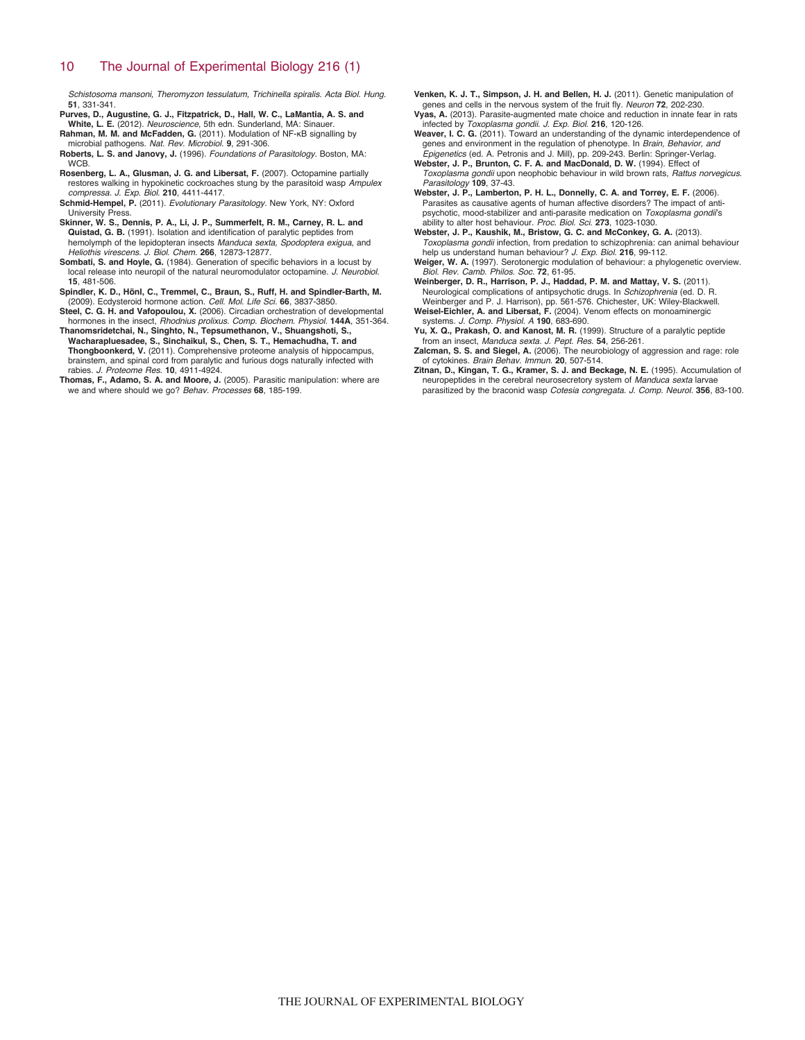*Schistosoma mansoni, Theromyzon tessulatum, Trichinella spiralis*. *Acta Biol. Hung.* **51**, 331-341.

**Purves, D., Augustine, G. J., Fitzpatrick, D., Hall, W. C., LaMantia, A. S. and White, L. E.** (2012). *Neuroscience*, 5th edn. Sunderland, MA: Sinauer.

**Rahman, M. M. and McFadden, G.** (2011). Modulation of NF-κB signalling by microbial pathogens. *Nat. Rev. Microbiol.* **9**, 291-306.

**Roberts, L. S. and Janovy, J.** (1996). *Foundations of Parasitology*. Boston, MA: WCB.

**Rosenberg, L. A., Glusman, J. G. and Libersat, F.** (2007). Octopamine partially restores walking in hypokinetic cockroaches stung by the parasitoid wasp *Ampulex compressa*. *J. Exp. Biol.* **210**, 4411-4417.

**Schmid-Hempel, P.** (2011). *Evolutionary Parasitology*. New York, NY: Oxford University Press.

**Skinner, W. S., Dennis, P. A., Li, J. P., Summerfelt, R. M., Carney, R. L. and Quistad, G. B.** (1991). Isolation and identification of paralytic peptides from hemolymph of the lepidopteran insects *Manduca sexta, Spodoptera exigua*, and *Heliothis virescens*. *J. Biol. Chem.* **266**, 12873-12877.

**Sombati, S. and Hoyle, G.** (1984). Generation of specific behaviors in a locust by local release into neuropil of the natural neuromodulator octopamine. *J. Neurobiol.* **15**, 481-506.

**Spindler, K. D., Hönl, C., Tremmel, C., Braun, S., Ruff, H. and Spindler-Barth, M.** (2009). Ecdysteroid hormone action. *Cell. Mol. Life Sci.* **66**, 3837-3850.

**Steel, C. G. H. and Vafopoulou, X.** (2006). Circadian orchestration of developmental hormones in the insect, *Rhodnius prolixus*. *Comp. Biochem. Physiol.* **144A**, 351-364.

**Thanomsridetchai, N., Singhto, N., Tepsumethanon, V., Shuangshoti, S., Wacharapluesadee, S., Sinchaikul, S., Chen, S. T., Hemachudha, T. and Thongboonkerd, V.** (2011). Comprehensive proteome analysis of hippocampus, brainstem, and spinal cord from paralytic and furious dogs naturally infected with rabies. *J. Proteome Res.* **10**, 4911-4924.

**Thomas, F., Adamo, S. A. and Moore, J.** (2005). Parasitic manipulation: where are we and where should we go? *Behav. Processes* **68**, 185-199.

**Venken, K. J. T., Simpson, J. H. and Bellen, H. J.** (2011). Genetic manipulation of genes and cells in the nervous system of the fruit fly. *Neuron* **72**, 202-230.

**Vyas, A.** (2013). Parasite-augmented mate choice and reduction in innate fear in rats infected by *Toxoplasma gondii*. *J. Exp. Biol.* **216**, 120-126.

**Weaver, I. C. G.** (2011). Toward an understanding of the dynamic interdependence of genes and environment in the regulation of phenotype. In *Brain, Behavior, and Epigenetics* (ed. A. Petronis and J. Mill), pp. 209-243. Berlin: Springer-Verlag.

**Webster, J. P., Brunton, C. F. A. and MacDonald, D. W.** (1994). Effect of *Toxoplasma gondii* upon neophobic behaviour in wild brown rats, *Rattus norvegicus*. *Parasitology* **109**, 37-43.

**Webster, J. P., Lamberton, P. H. L., Donnelly, C. A. and Torrey, E. F.** (2006). Parasites as causative agents of human affective disorders? The impact of anti-psychotic, mood-stabilizer and anti-parasite medication on *Toxoplasma gondii*'s ability to alter host behaviour. *Proc. Biol. Sci.* **273**, 1023-1030.

**Webster, J. P., Kaushik, M., Bristow, G. C. and McConkey, G. A.** (2013). *Toxoplasma gondii* infection, from predation to schizophrenia: can animal behaviour help us understand human behaviour? *J. Exp. Biol.* **216**, 99-112.

**Weiger, W. A.** (1997). Serotonergic modulation of behaviour: a phylogenetic overview. *Biol. Rev. Camb. Philos. Soc.* **72**, 61-95.

**Weinberger, D. R., Harrison, P. J., Haddad, P. M. and Mattay, V. S.** (2011). Neurological complications of antipsychotic drugs. In *Schizophrenia* (ed. D. R. Weinberger and P. J. Harrison), pp. 561-576. Chichester, UK: Wiley-Blackwell.

**Weisel-Eichler, A. and Libersat, F.** (2004). Venom effects on monoaminergic systems. *J. Comp. Physiol. A* **190**, 683-690.

**Yu, X. Q., Prakash, O. and Kanost, M. R.** (1999). Structure of a paralytic peptide from an insect, *Manduca sexta*. *J. Pept. Res.* **54**, 256-261.

**Zalcman, S. S. and Siegel, A.** (2006). The neurobiology of aggression and rage: role of cytokines. *Brain Behav. Immun.* **20**, 507-514.

**Zitnan, D., Kingan, T. G., Kramer, S. J. and Beckage, N. E.** (1995). Accumulation of neuropeptides in the cerebral neurosecretory system of *Manduca sexta* larvae parasitized by the braconid wasp *Cotesia congregata*. *J. Comp. Neurol.* **356**, 83-100.